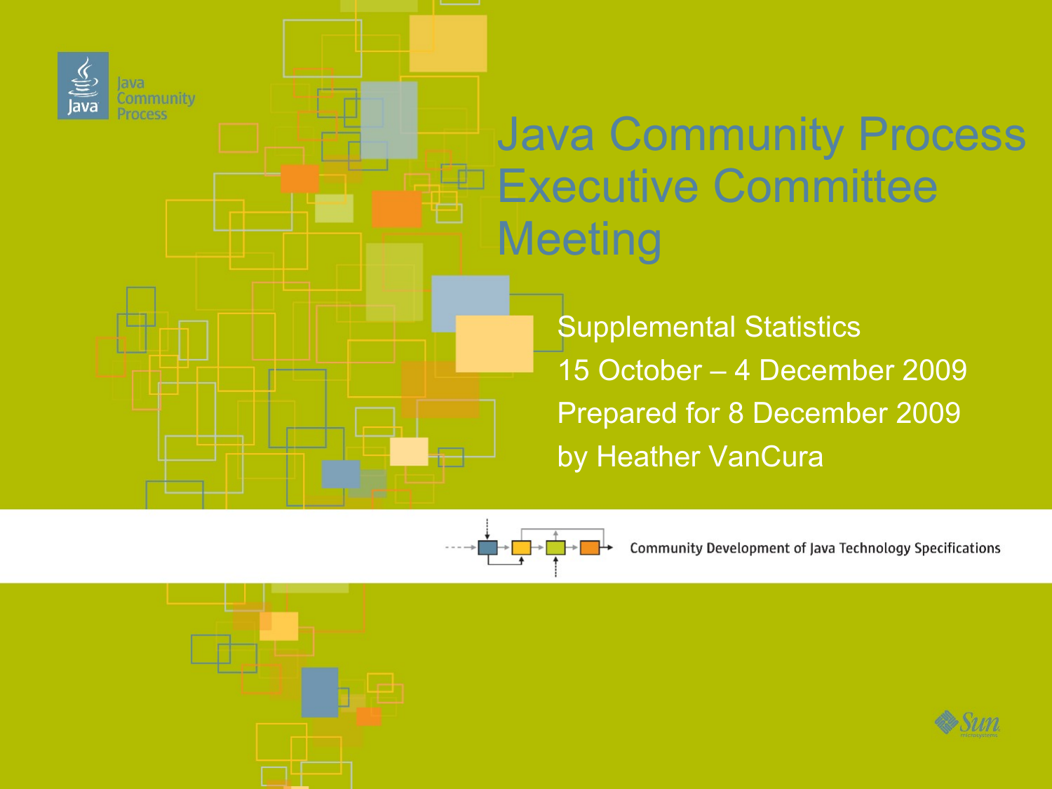# Java Community Process Executive Committee Meeting

Supplemental Statistics

15 October – 4 December 2009

Prepared for 8 December 2009

by Heather VanCura

Community Development of Java Technology Specifications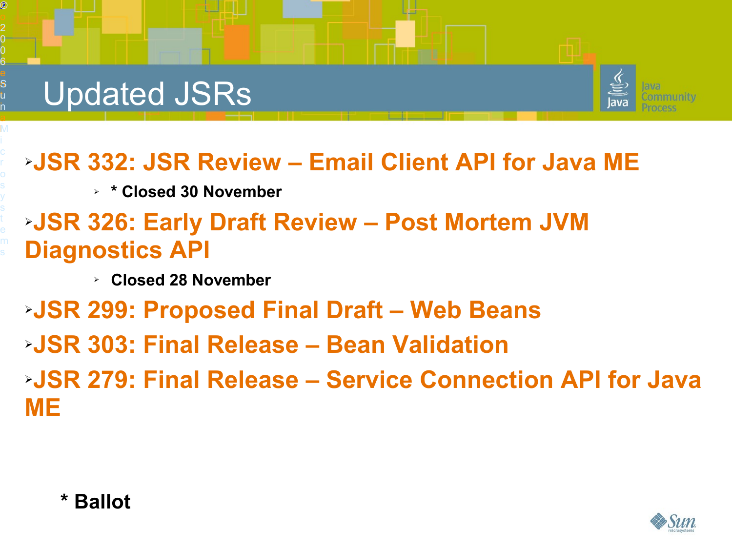# Updated JSRs

- **JSR 332: JSR Review – Email Client API for Java ME**
  - **\* Closed 30 November**
- **JSR 326: Early Draft Review – Post Mortem JVM Diagnostics API**
  - **Closed 28 November**
- **JSR 299: Proposed Final Draft – Web Beans**
- **JSR 303: Final Release – Bean Validation**
- **JSR 279: Final Release – Service Connection API for Java ME**

**\* Ballot**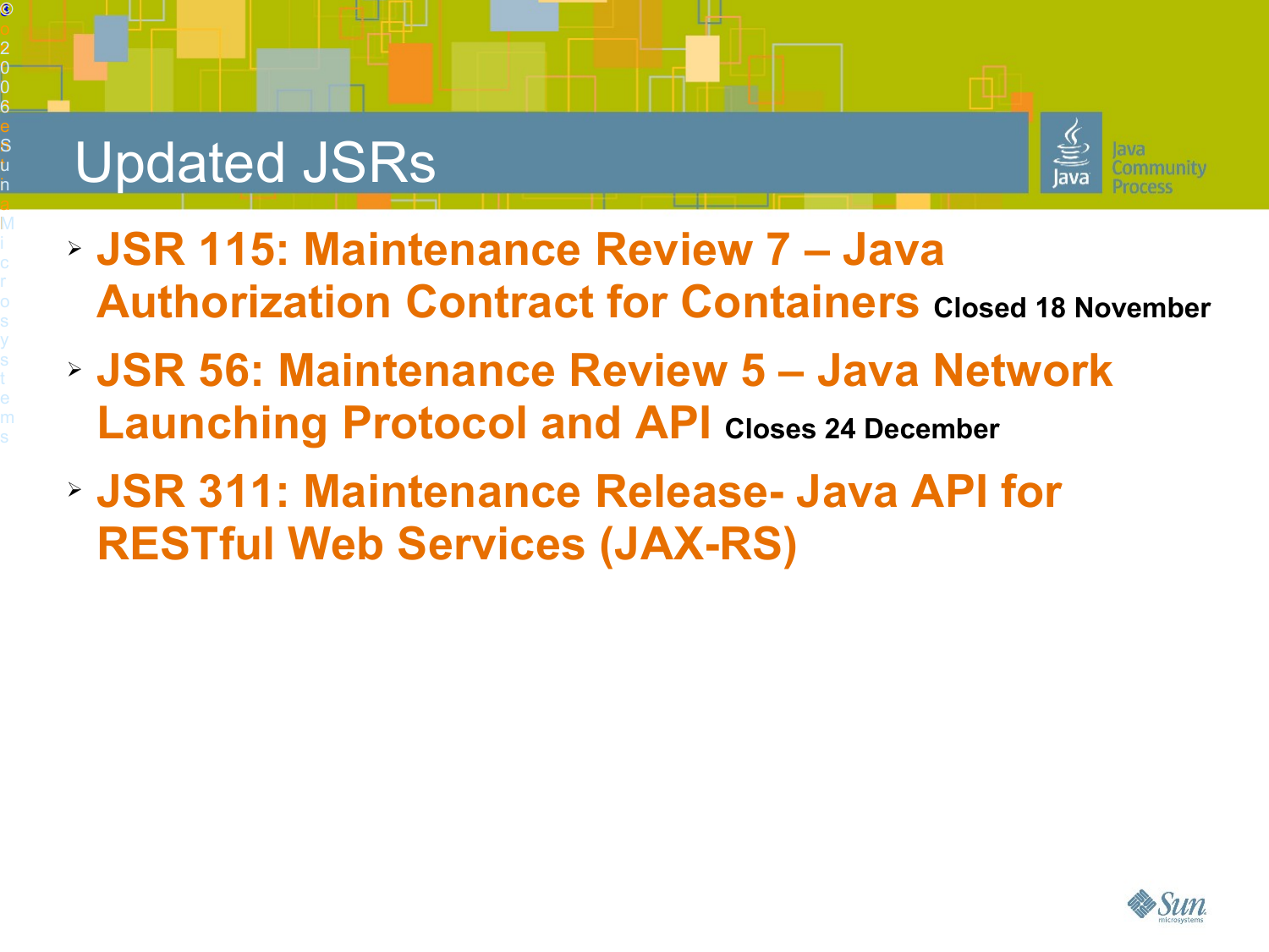# Updated JSRs

- **JSR 115: Maintenance Review 7 – Java Authorization Contract for Containers** Closed 18 November
- **JSR 56: Maintenance Review 5 – Java Network Launching Protocol and API** Closes 24 December
- **JSR 311: Maintenance Release- Java API for RESTful Web Services (JAX-RS)**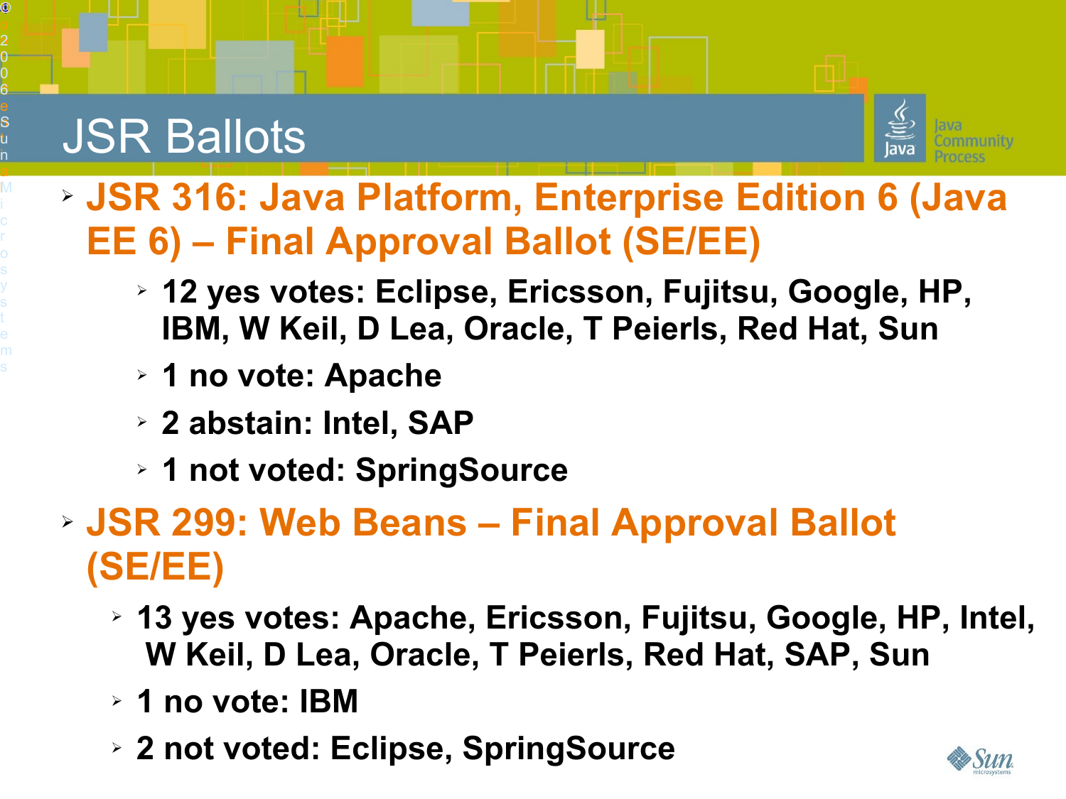# JSR Ballots

- **JSR 316: Java Platform, Enterprise Edition 6 (Java EE 6) – Final Approval Ballot (SE/EE)**
  - **12 yes votes: Eclipse, Ericsson, Fujitsu, Google, HP, IBM, W Keil, D Lea, Oracle, T Peierls, Red Hat, Sun**
  - **1 no vote: Apache**
  - **2 abstain: Intel, SAP**
  - **1 not voted: SpringSource**
- **JSR 299: Web Beans – Final Approval Ballot (SE/EE)**
  - **13 yes votes: Apache, Ericsson, Fujitsu, Google, HP, Intel, W Keil, D Lea, Oracle, T Peierls, Red Hat, SAP, Sun**
  - **1 no vote: IBM**
  - **2 not voted: Eclipse, SpringSource**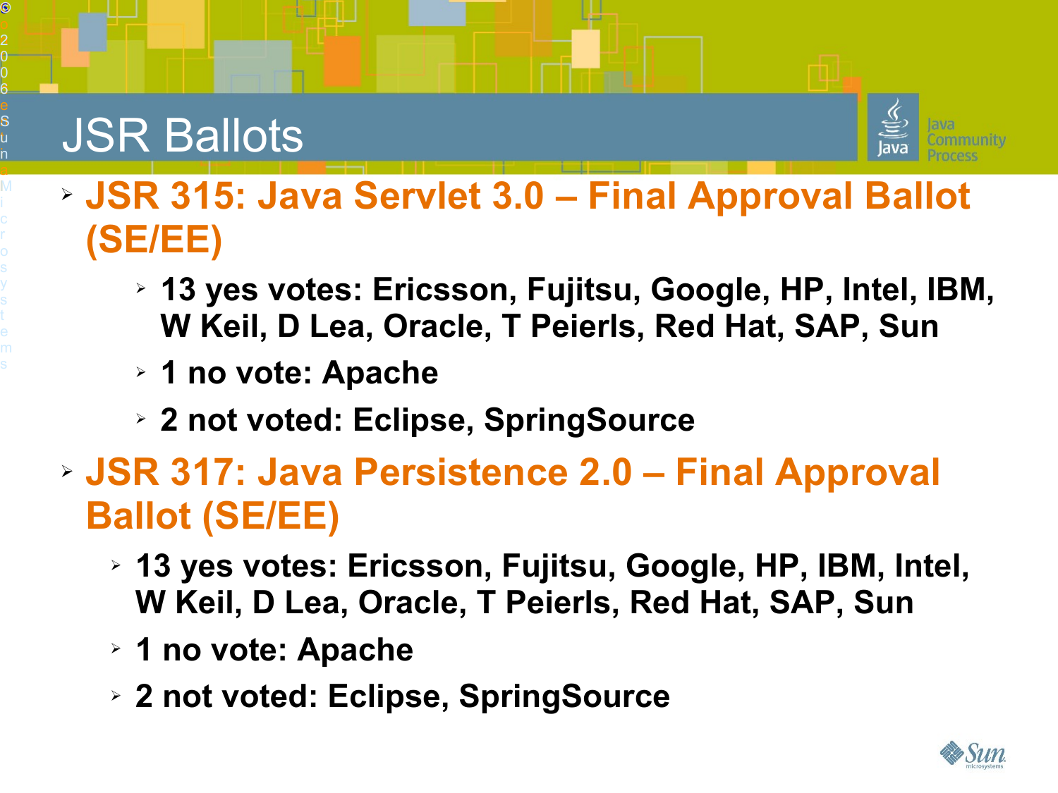# JSR Ballots

- **JSR 315: Java Servlet 3.0 – Final Approval Ballot (SE/EE)**
  - **13 yes votes: Ericsson, Fujitsu, Google, HP, Intel, IBM, W Keil, D Lea, Oracle, T Peierls, Red Hat, SAP, Sun**
  - **1 no vote: Apache**
  - **2 not voted: Eclipse, SpringSource**
- **JSR 317: Java Persistence 2.0 – Final Approval Ballot (SE/EE)**
  - **13 yes votes: Ericsson, Fujitsu, Google, HP, IBM, Intel, W Keil, D Lea, Oracle, T Peierls, Red Hat, SAP, Sun**
  - **1 no vote: Apache**
  - **2 not voted: Eclipse, SpringSource**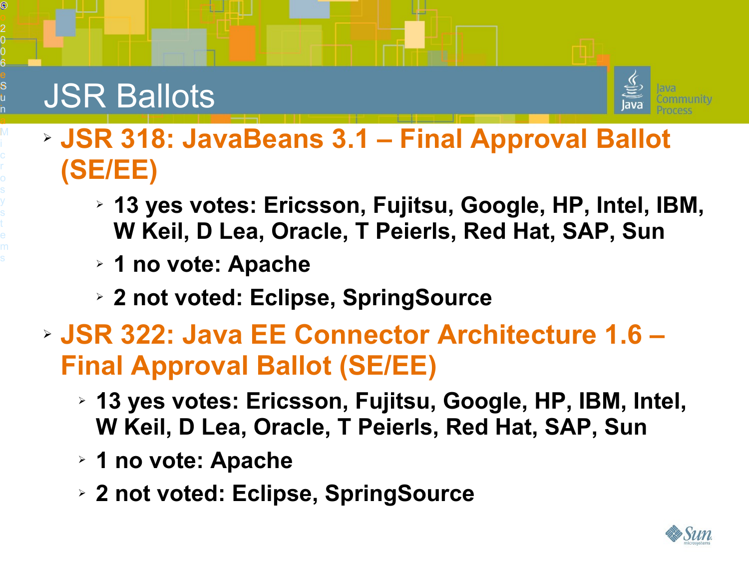# JSR Ballots

- **JSR 318: JavaBeans 3.1 – Final Approval Ballot (SE/EE)**
  - **13 yes votes: Ericsson, Fujitsu, Google, HP, Intel, IBM, W Keil, D Lea, Oracle, T Peierls, Red Hat, SAP, Sun**
  - **1 no vote: Apache**
  - **2 not voted: Eclipse, SpringSource**
- **JSR 322: Java EE Connector Architecture 1.6 – Final Approval Ballot (SE/EE)**
  - **13 yes votes: Ericsson, Fujitsu, Google, HP, IBM, Intel, W Keil, D Lea, Oracle, T Peierls, Red Hat, SAP, Sun**
  - **1 no vote: Apache**
  - **2 not voted: Eclipse, SpringSource**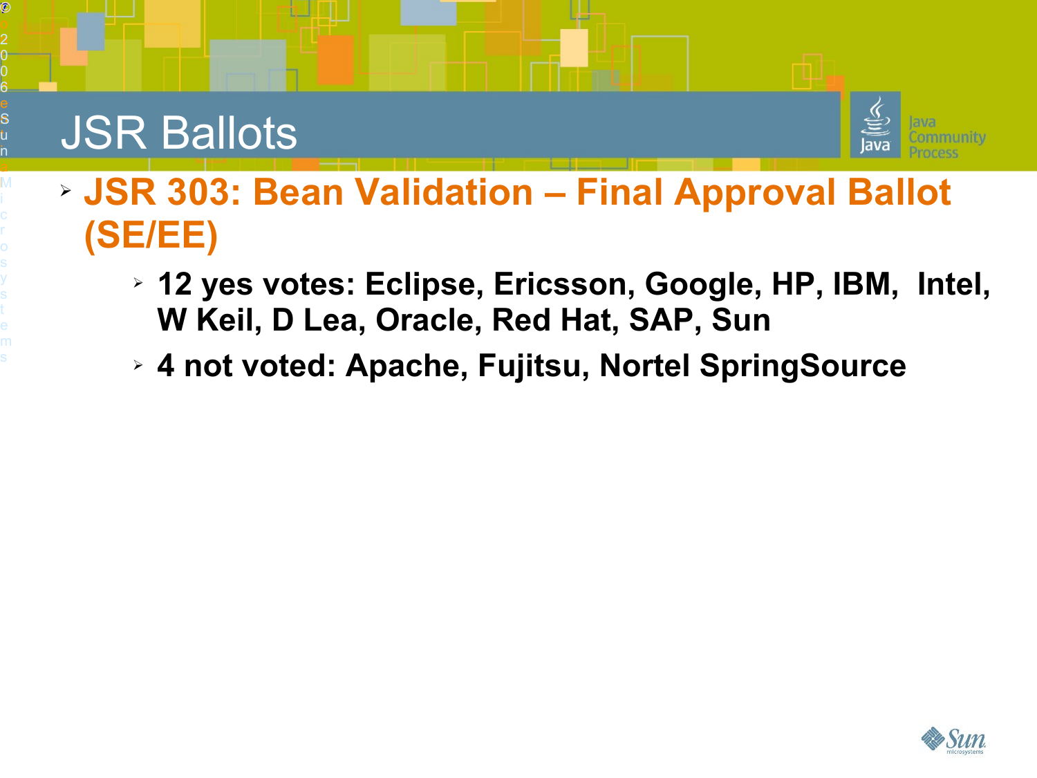# JSR Ballots

- **JSR 303: Bean Validation – Final Approval Ballot (SE/EE)**
  - **12 yes votes: Eclipse, Ericsson, Google, HP, IBM, Intel, W Keil, D Lea, Oracle, Red Hat, SAP, Sun**
  - **4 not voted: Apache, Fujitsu, Nortel SpringSource**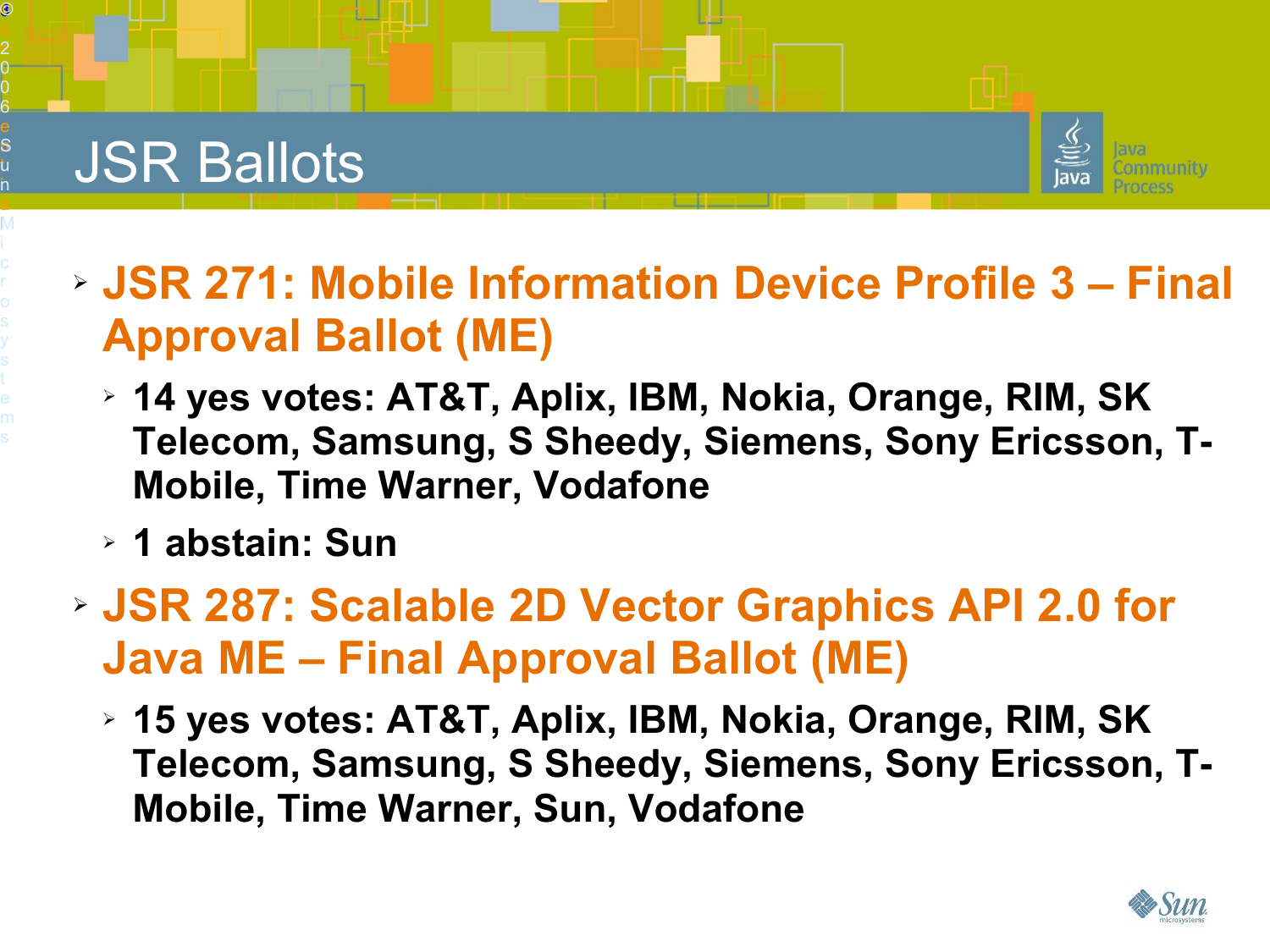# JSR Ballots

- **JSR 271: Mobile Information Device Profile 3 – Final Approval Ballot (ME)**
  - **14 yes votes: AT&T, Aplix, IBM, Nokia, Orange, RIM, SK Telecom, Samsung, S Sheedy, Siemens, Sony Ericsson, T-Mobile, Time Warner, Vodafone**
  - **1 abstain: Sun**
- **JSR 287: Scalable 2D Vector Graphics API 2.0 for Java ME – Final Approval Ballot (ME)**
  - **15 yes votes: AT&T, Aplix, IBM, Nokia, Orange, RIM, SK Telecom, Samsung, S Sheedy, Siemens, Sony Ericsson, T-Mobile, Time Warner, Sun, Vodafone**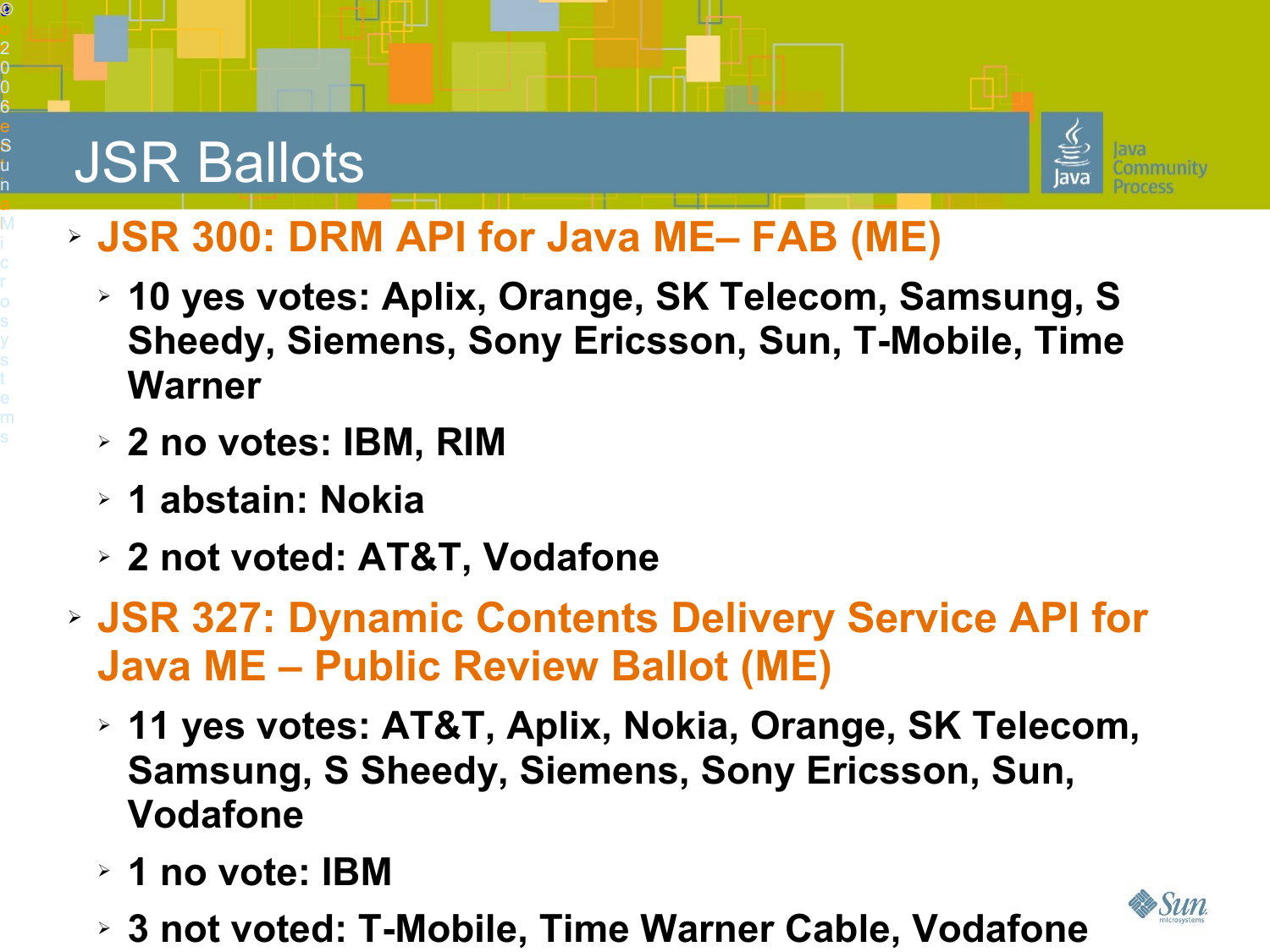# JSR Ballots

- **JSR 300: DRM API for Java ME– FAB (ME)**
  - **10 yes votes: Aplix, Orange, SK Telecom, Samsung, S Sheedy, Siemens, Sony Ericsson, Sun, T-Mobile, Time Warner**
  - **2 no votes: IBM, RIM**
  - **1 abstain: Nokia**
  - **2 not voted: AT&T, Vodafone**
- **JSR 327: Dynamic Contents Delivery Service API for Java ME – Public Review Ballot (ME)**
  - **11 yes votes: AT&T, Aplix, Nokia, Orange, SK Telecom, Samsung, S Sheedy, Siemens, Sony Ericsson, Sun, Vodafone**
  - **1 no vote: IBM**
  - **3 not voted: T-Mobile, Time Warner Cable, Vodafone**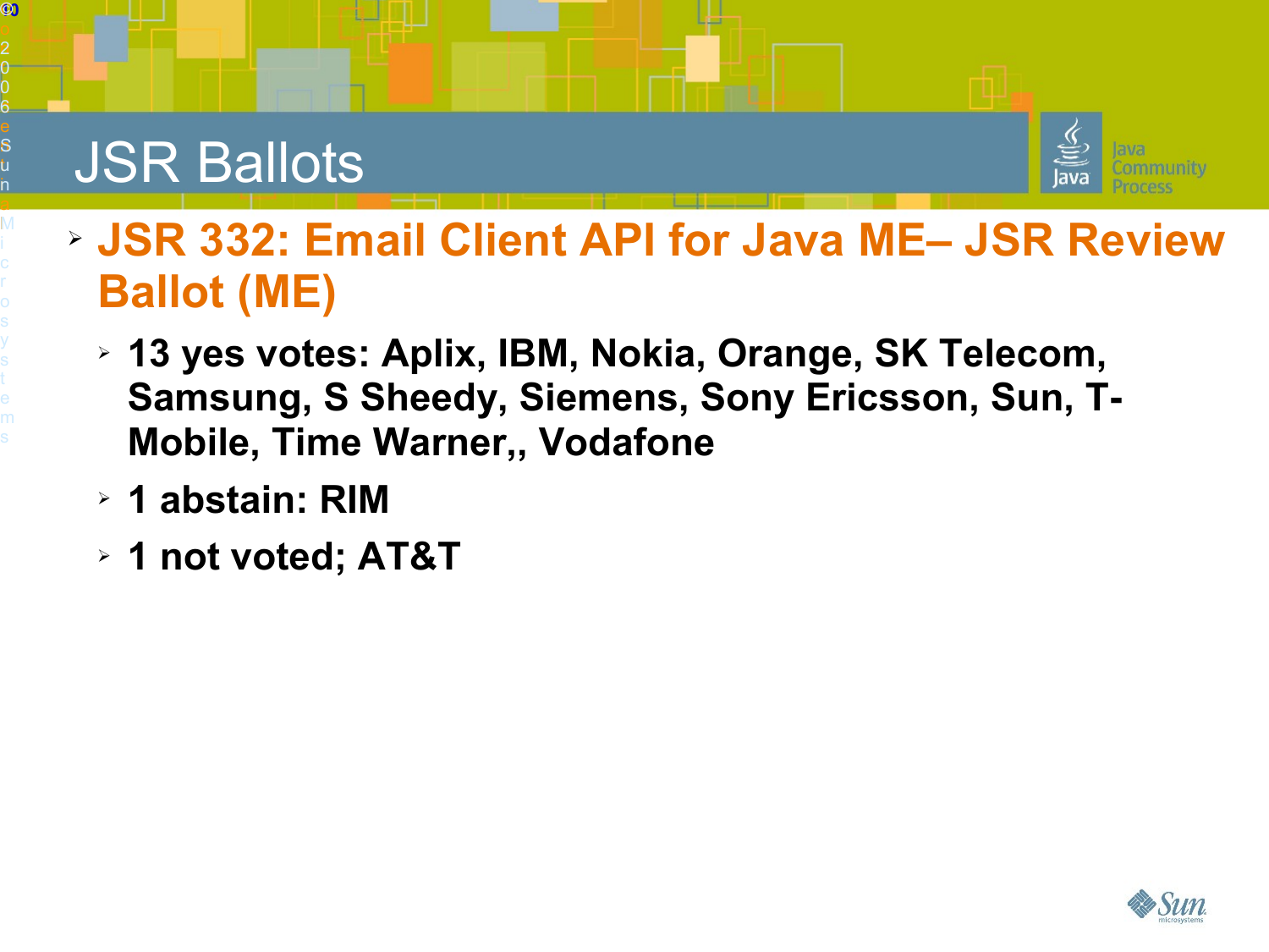# JSR Ballots

- **JSR 332: Email Client API for Java ME– JSR Review Ballot (ME)**
  - **13 yes votes: Aplix, IBM, Nokia, Orange, SK Telecom, Samsung, S Sheedy, Siemens, Sony Ericsson, Sun, T-Mobile, Time Warner,, Vodafone**
  - **1 abstain: RIM**
  - **1 not voted; AT&T**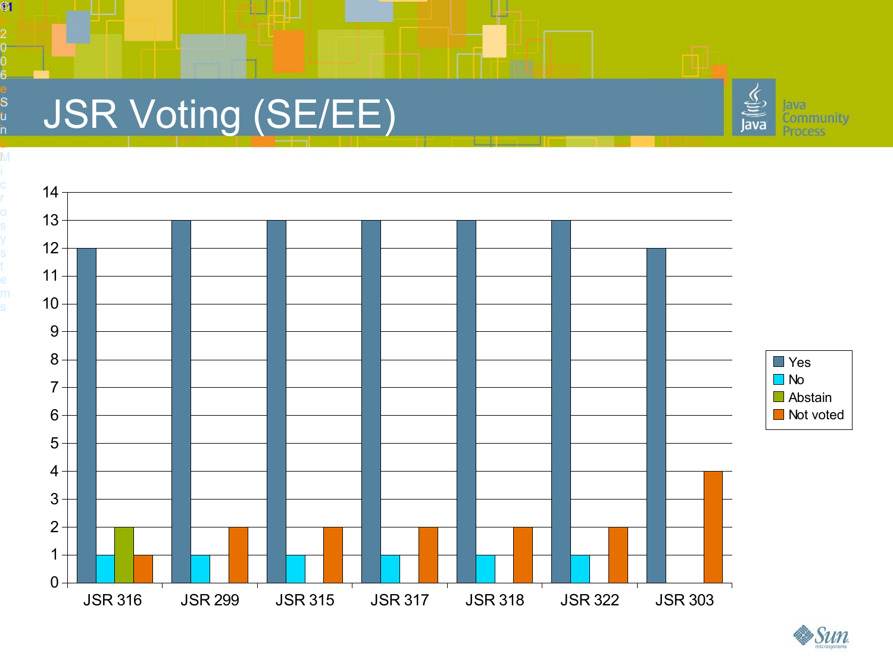# JSR Voting (SE/EE)

| | Yes | No | Abstain | Not voted |
|---|---|---|---|---|
| JSR 316 | 12 | 1 | 2 | 1 |
| JSR 299 | 13 | 1 | 0 | 2 |
| JSR 315 | 13 | 1 | 0 | 2 |
| JSR 317 | 13 | 1 | 0 | 2 |
| JSR 318 | 13 | 1 | 0 | 2 |
| JSR 322 | 13 | 1 | 0 | 2 |
| JSR 303 | 12 | 0 | 0 | 4 |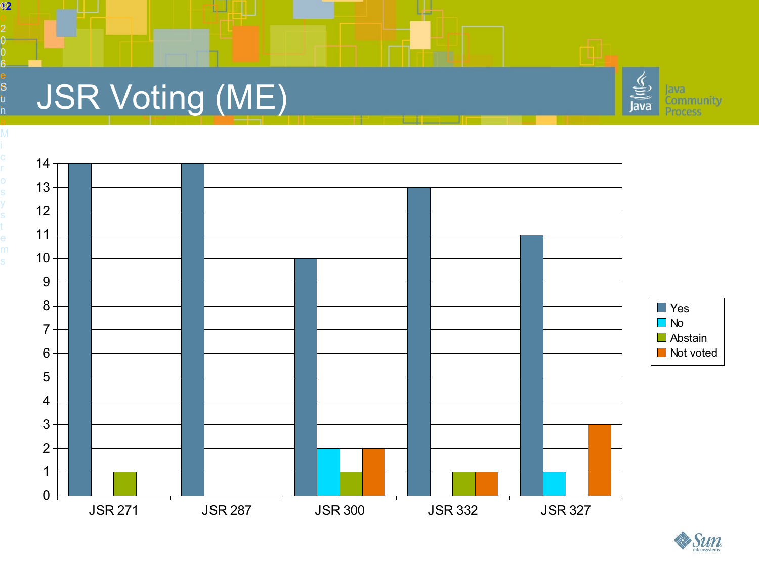# JSR Voting (ME)

| | Yes | No | Abstain | Not voted |
|---|---|---|---|---|
| JSR 271 | 14 | 0 | 1 | 0 |
| JSR 287 | 14 | 0 | 0 | 0 |
| JSR 300 | 10 | 2 | 1 | 2 |
| JSR 332 | 13 | 0 | 1 | 1 |
| JSR 327 | 11 | 1 | 0 | 3 |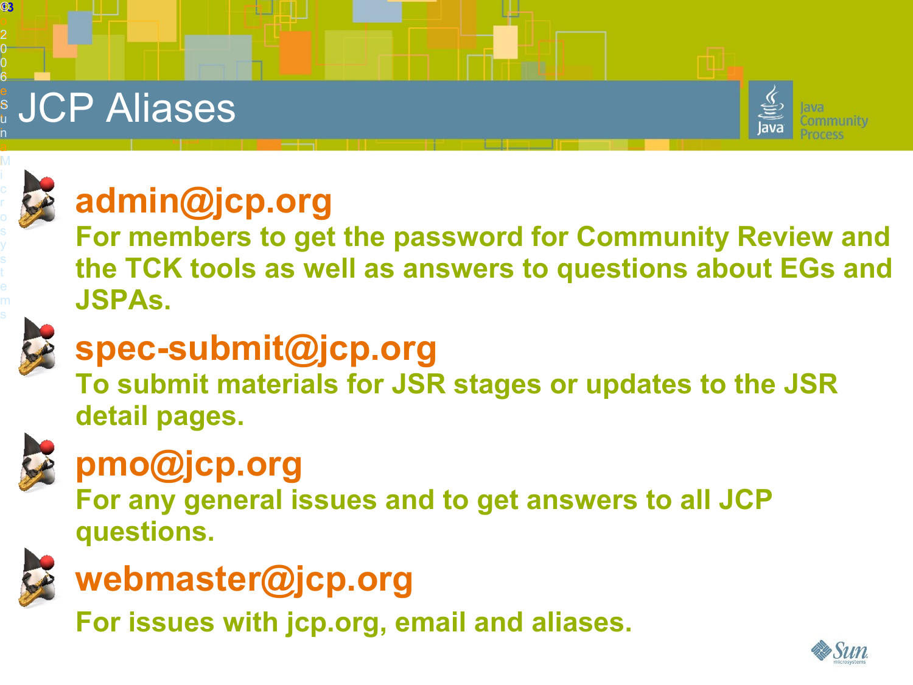# JCP Aliases

- **admin@jcp.org**
  For members to get the password for Community Review and the TCK tools as well as answers to questions about EGs and JSPAs.
- **spec-submit@jcp.org**
  To submit materials for JSR stages or updates to the JSR detail pages.
- **pmo@jcp.org**
  For any general issues and to get answers to all JCP questions.
- **webmaster@jcp.org**
  For issues with jcp.org, email and aliases.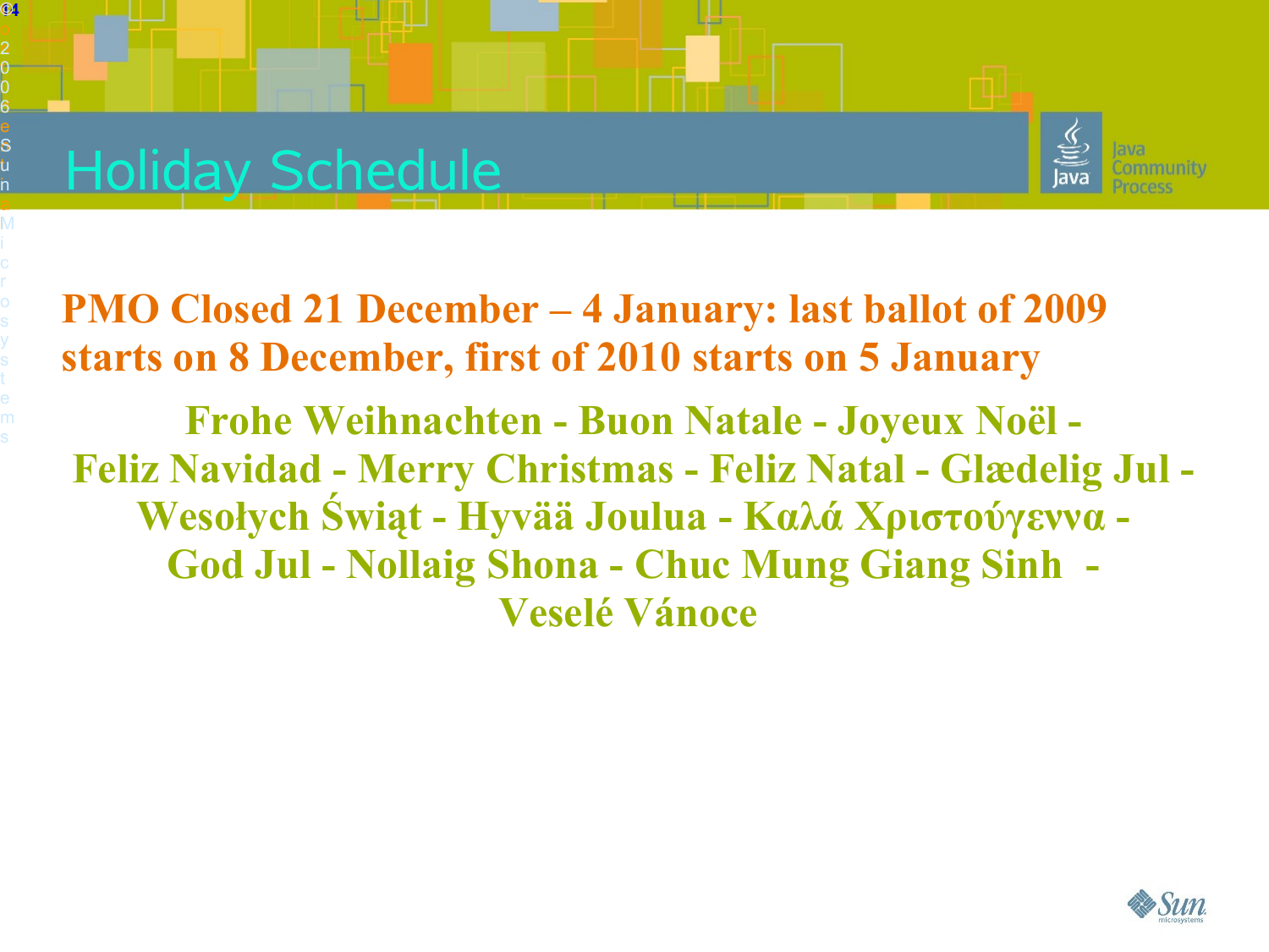# Holiday Schedule

**PMO Closed 21 December – 4 January: last ballot of 2009 starts on 8 December, first of 2010 starts on 5 January**

**Frohe Weihnachten - Buon Natale - Joyeux Noël - Feliz Navidad - Merry Christmas - Feliz Natal - Glædelig Jul - Wesołych Świąt - Hyvää Joulua - Καλά Χριστούγεννα - God Jul - Nollaig Shona - Chuc Mung Giang Sinh - Veselé Vánoce**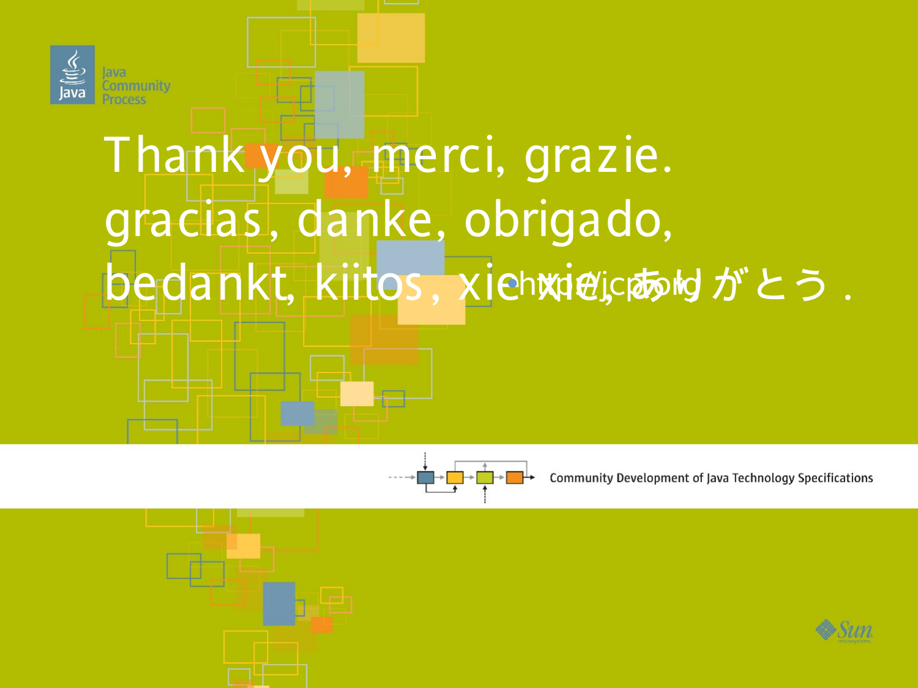Thank you, merci, grazie. gracias, danke, obrigado, bedankt, kiitos, xie xie, ありがとう.

- http://jcp.org

Community Development of Java Technology Specifications